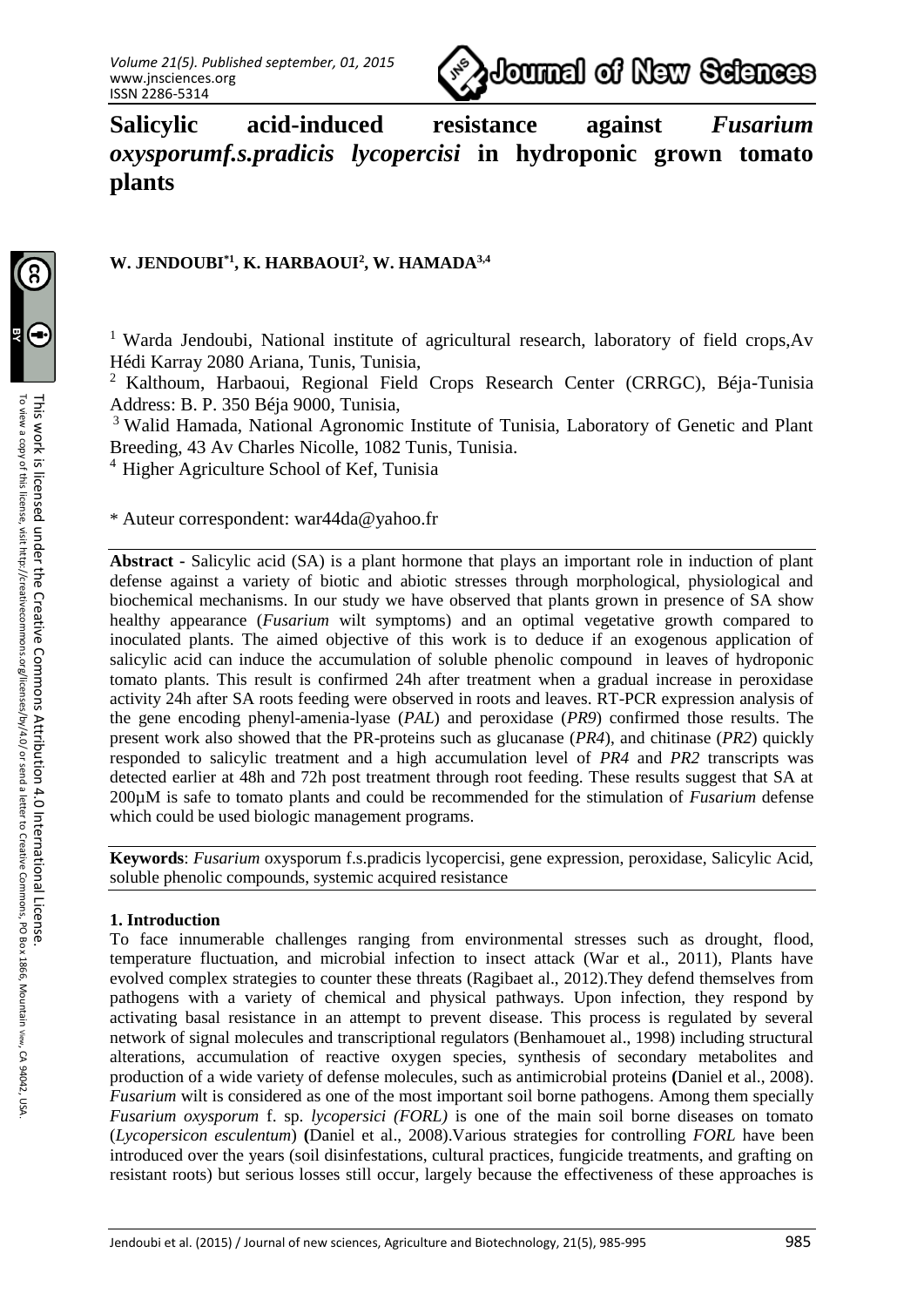# Salicylic acid-induced resistance against *Fusarium oxysporumf.s.pradicis lycopercisi* in hydroponic grown tomato plants

**W. JENDOUBI[\*1], K. HARBAOUI[2], W. HAMADA[3,4]**

[1] Warda Jendoubi, National institute of agricultural research, laboratory of field crops,Av Hédi Karray 2080 Ariana, Tunis, Tunisia,

[2] Kalthoum, Harbaoui, Regional Field Crops Research Center (CRRGC), Béja-Tunisia Address: B. P. 350 Béja 9000, Tunisia,

[3] Walid Hamada, National Agronomic Institute of Tunisia, Laboratory of Genetic and Plant Breeding, 43 Av Charles Nicolle, 1082 Tunis, Tunisia.

[4] Higher Agriculture School of Kef, Tunisia

\* Auteur correspondent: war44da@yahoo.fr

**Abstract -** Salicylic acid (SA) is a plant hormone that plays an important role in induction of plant defense against a variety of biotic and abiotic stresses through morphological, physiological and biochemical mechanisms. In our study we have observed that plants grown in presence of SA show healthy appearance (*Fusarium* wilt symptoms) and an optimal vegetative growth compared to inoculated plants. The aimed objective of this work is to deduce if an exogenous application of salicylic acid can induce the accumulation of soluble phenolic compound in leaves of hydroponic tomato plants. This result is confirmed 24h after treatment when a gradual increase in peroxidase activity 24h after SA roots feeding were observed in roots and leaves. RT-PCR expression analysis of the gene encoding phenyl-amenia-lyase (*PAL*) and peroxidase (*PR9*) confirmed those results. The present work also showed that the PR-proteins such as glucanase (*PR4*), and chitinase (*PR2*) quickly responded to salicylic treatment and a high accumulation level of *PR4* and *PR2* transcripts was detected earlier at 48h and 72h post treatment through root feeding. These results suggest that SA at 200µM is safe to tomato plants and could be recommended for the stimulation of *Fusarium* defense which could be used biologic management programs.

**Keywords**: *Fusarium* oxysporum f.s.pradicis lycopercisi, gene expression, peroxidase, Salicylic Acid, soluble phenolic compounds, systemic acquired resistance

## 1. Introduction

To face innumerable challenges ranging from environmental stresses such as drought, flood, temperature fluctuation, and microbial infection to insect attack (War et al., 2011), Plants have evolved complex strategies to counter these threats (Ragibaet al., 2012).They defend themselves from pathogens with a variety of chemical and physical pathways. Upon infection, they respond by activating basal resistance in an attempt to prevent disease. This process is regulated by several network of signal molecules and transcriptional regulators (Benhamouet al., 1998) including structural alterations, accumulation of reactive oxygen species, synthesis of secondary metabolites and production of a wide variety of defense molecules, such as antimicrobial proteins **(**Daniel et al., 2008). *Fusarium* wilt is considered as one of the most important soil borne pathogens. Among them specially *Fusarium oxysporum* f. sp. *lycopersici (FORL)* is one of the main soil borne diseases on tomato (*Lycopersicon esculentum*) **(**Daniel et al., 2008).Various strategies for controlling *FORL* have been introduced over the years (soil disinfestations, cultural practices, fungicide treatments, and grafting on resistant roots) but serious losses still occur, largely because the effectiveness of these approaches is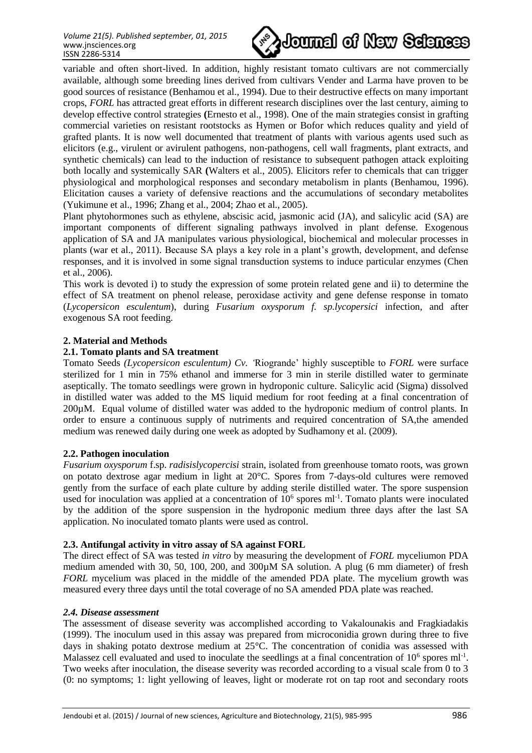variable and often short-lived. In addition, highly resistant tomato cultivars are not commercially available, although some breeding lines derived from cultivars Vender and Larma have proven to be good sources of resistance (Benhamou et al., 1994). Due to their destructive effects on many important crops, *FORL* has attracted great efforts in different research disciplines over the last century, aiming to develop effective control strategies **(**Ernesto et al., 1998). One of the main strategies consist in grafting commercial varieties on resistant rootstocks as Hymen or Bofor which reduces quality and yield of grafted plants. It is now well documented that treatment of plants with various agents used such as elicitors (e.g., virulent or avirulent pathogens, non-pathogens, cell wall fragments, plant extracts, and synthetic chemicals) can lead to the induction of resistance to subsequent pathogen attack exploiting both locally and systemically SAR **(**Walters et al., 2005). Elicitors refer to chemicals that can trigger physiological and morphological responses and secondary metabolism in plants (Benhamou, 1996). Elicitation causes a variety of defensive reactions and the accumulations of secondary metabolites (Yukimune et al., 1996; Zhang et al., 2004; Zhao et al., 2005).

Plant phytohormones such as ethylene, abscisic acid, jasmonic acid (JA), and salicylic acid (SA) are important components of different signaling pathways involved in plant defense. Exogenous application of SA and JA manipulates various physiological, biochemical and molecular processes in plants (war et al., 2011). Because SA plays a key role in a plant's growth, development, and defense responses, and it is involved in some signal transduction systems to induce particular enzymes (Chen et al., 2006).

This work is devoted i) to study the expression of some protein related gene and ii) to determine the effect of SA treatment on phenol release, peroxidase activity and gene defense response in tomato (*Lycopersicon esculentum*), during *Fusarium oxysporum f. sp.lycopersici* infection, and after exogenous SA root feeding.

## 2. Material and Methods

### 2.1. Tomato plants and SA treatment

Tomato Seeds *(Lycopersicon esculentum) Cv. '*Riogrande' highly susceptible to *FORL* were surface sterilized for 1 min in 75% ethanol and immerse for 3 min in sterile distilled water to germinate aseptically. The tomato seedlings were grown in hydroponic culture. Salicylic acid (Sigma) dissolved in distilled water was added to the MS liquid medium for root feeding at a final concentration of 200µM. Equal volume of distilled water was added to the hydroponic medium of control plants. In order to ensure a continuous supply of nutriments and required concentration of SA,the amended medium was renewed daily during one week as adopted by Sudhamony et al. (2009).

### 2.2. Pathogen inoculation

*Fusarium oxysporum* f.sp. *radisislycopercisi* strain, isolated from greenhouse tomato roots, was grown on potato dextrose agar medium in light at 20°C. Spores from 7-days-old cultures were removed gently from the surface of each plate culture by adding sterile distilled water. The spore suspension used for inoculation was applied at a concentration of $10^6$ spores ml$^{-1}$. Tomato plants were inoculated by the addition of the spore suspension in the hydroponic medium three days after the last SA application. No inoculated tomato plants were used as control.

### 2.3. Antifungal activity in vitro assay of SA against FORL

The direct effect of SA was tested *in vitro* by measuring the development of *FORL* myceliumon PDA medium amended with 30, 50, 100, 200, and 300µM SA solution. A plug (6 mm diameter) of fresh *FORL* mycelium was placed in the middle of the amended PDA plate. The mycelium growth was measured every three days until the total coverage of no SA amended PDA plate was reached.

### *2.4. Disease assessment*

The assessment of disease severity was accomplished according to Vakalounakis and Fragkiadakis (1999). The inoculum used in this assay was prepared from microconidia grown during three to five days in shaking potato dextrose medium at 25°C. The concentration of conidia was assessed with Malassez cell evaluated and used to inoculate the seedlings at a final concentration of $10^6$ spores ml$^{-1}$. Two weeks after inoculation, the disease severity was recorded according to a visual scale from 0 to 3 (0: no symptoms; 1: light yellowing of leaves, light or moderate rot on tap root and secondary roots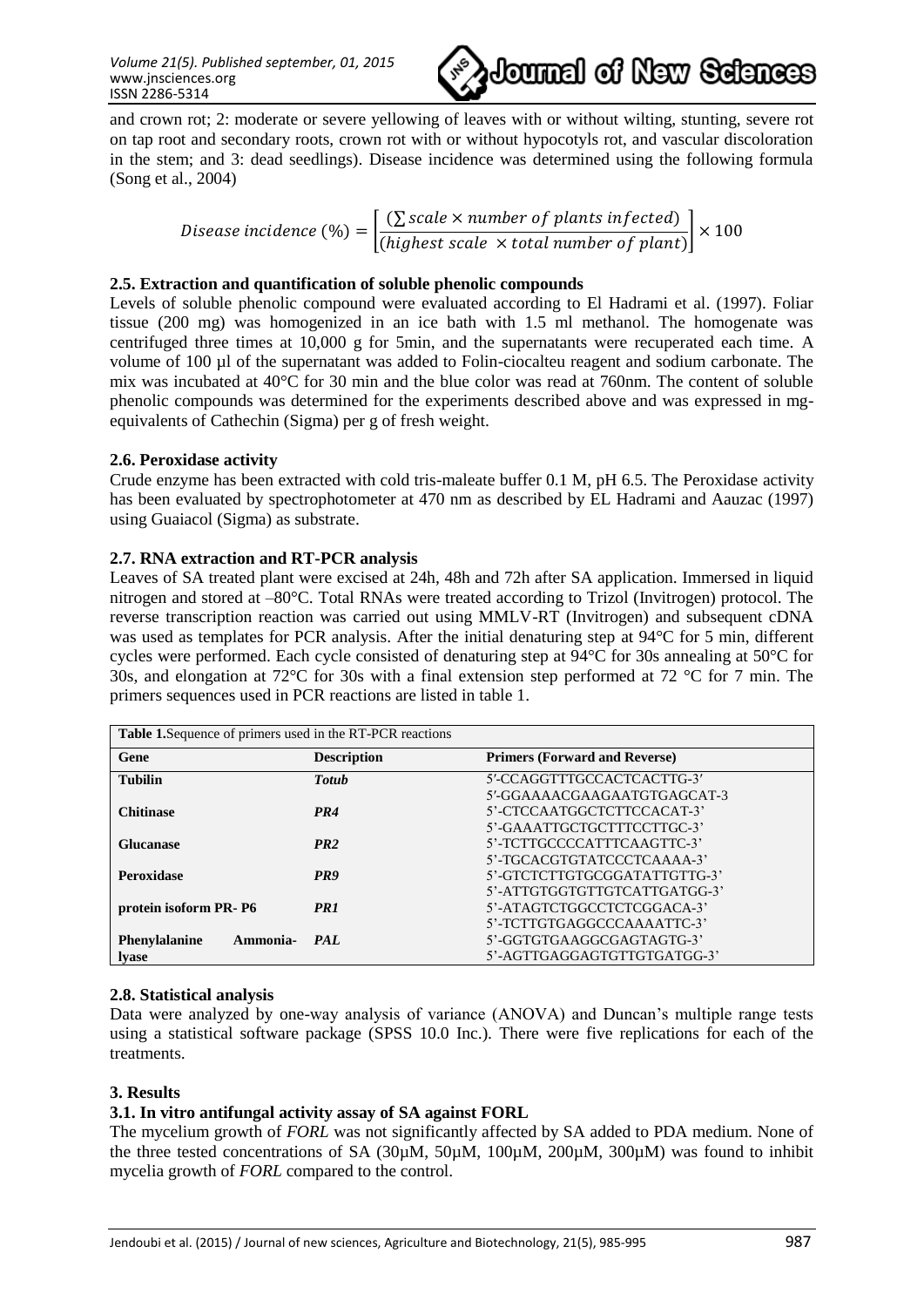and crown rot; 2: moderate or severe yellowing of leaves with or without wilting, stunting, severe rot on tap root and secondary roots, crown rot with or without hypocotyls rot, and vascular discoloration in the stem; and 3: dead seedlings). Disease incidence was determined using the following formula (Song et al., 2004)

$$Disease\ incidence\ (\%) = \left[\frac{(\sum scale \times number\ of\ plants\ infected)}{(highest\ scale\ \times total\ number\ of\ plant)}\right] \times 100$$

### 2.5. Extraction and quantification of soluble phenolic compounds

Levels of soluble phenolic compound were evaluated according to El Hadrami et al. (1997). Foliar tissue (200 mg) was homogenized in an ice bath with 1.5 ml methanol. The homogenate was centrifuged three times at 10,000 g for 5min, and the supernatants were recuperated each time. A volume of 100 µl of the supernatant was added to Folin-ciocalteu reagent and sodium carbonate. The mix was incubated at 40°C for 30 min and the blue color was read at 760nm. The content of soluble phenolic compounds was determined for the experiments described above and was expressed in mg-equivalents of Cathechin (Sigma) per g of fresh weight.

### 2.6. Peroxidase activity

Crude enzyme has been extracted with cold tris-maleate buffer 0.1 M, pH 6.5. The Peroxidase activity has been evaluated by spectrophotometer at 470 nm as described by EL Hadrami and Aauzac (1997) using Guaiacol (Sigma) as substrate.

### 2.7. RNA extraction and RT-PCR analysis

Leaves of SA treated plant were excised at 24h, 48h and 72h after SA application. Immersed in liquid nitrogen and stored at –80°C. Total RNAs were treated according to Trizol (Invitrogen) protocol. The reverse transcription reaction was carried out using MMLV-RT (Invitrogen) and subsequent cDNA was used as templates for PCR analysis. After the initial denaturing step at 94°C for 5 min, different cycles were performed. Each cycle consisted of denaturing step at 94°C for 30s annealing at 50°C for 30s, and elongation at 72°C for 30s with a final extension step performed at 72 °C for 7 min. The primers sequences used in PCR reactions are listed in table 1.

**Table 1.** Sequence of primers used in the RT-PCR reactions

| Gene | Description | Primers (Forward and Reverse) |
|---|---|---|
| **Tubilin** | ***Totub*** | 5′-CCAGGTTTGCCACTCACTTG-3′<br>5′-GGAAAACGAAGAATGTGAGCAT-3 |
| **Chitinase** | ***PR4*** | 5'-CTCCAATGGCTCTTCCACAT-3'<br>5'-GAAATTGCTGCTTTCCTTGC-3' |
| **Glucanase** | ***PR2*** | 5'-TCTTGCCCCATTTCAAGTTC-3'<br>5'-TGCACGTGTATCCCTCAAAA-3' |
| **Peroxidase** | ***PR9*** | 5'-GTCTCTTGTGCGGATATTGTTG-3'<br>5'-ATTGTGGTGTTGTCATTGATGG-3' |
| **protein isoform PR- P6** | ***PR1*** | 5'-ATAGTCTGGCCTCTCGGACA-3'<br>5'-TCTTGTGAGGCCCAAAATTC-3' |
| **Phenylalanine Ammonia-lyase** | ***PAL*** | 5'-GGTGTGAAGGCGAGTAGTG-3'<br>5'-AGTTGAGGAGTGTTGTGATGG-3' |

### 2.8. Statistical analysis

Data were analyzed by one-way analysis of variance (ANOVA) and Duncan's multiple range tests using a statistical software package (SPSS 10.0 Inc.). There were five replications for each of the treatments.

## 3. Results

### 3.1. In vitro antifungal activity assay of SA against FORL

The mycelium growth of *FORL* was not significantly affected by SA added to PDA medium. None of the three tested concentrations of SA (30µM, 50µM, 100µM, 200µM, 300µM) was found to inhibit mycelia growth of *FORL* compared to the control.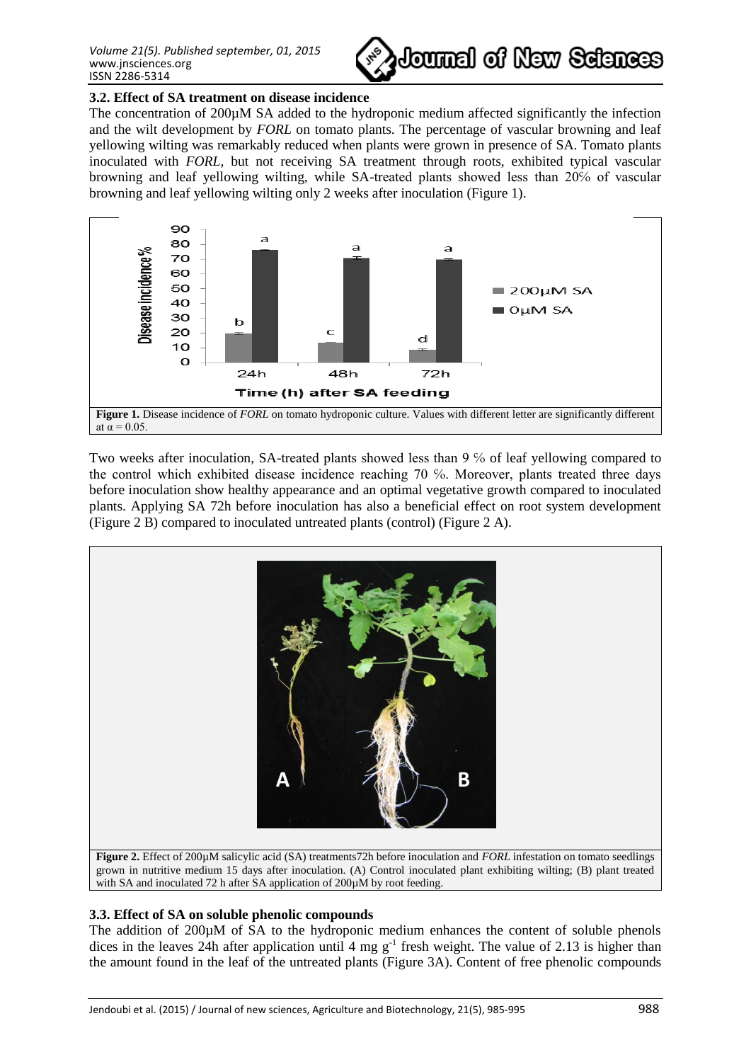### 3.2. Effect of SA treatment on disease incidence

The concentration of 200µM SA added to the hydroponic medium affected significantly the infection and the wilt development by *FORL* on tomato plants. The percentage of vascular browning and leaf yellowing wilting was remarkably reduced when plants were grown in presence of SA. Tomato plants inoculated with *FORL*, but not receiving SA treatment through roots, exhibited typical vascular browning and leaf yellowing wilting, while SA-treated plants showed less than 20% of vascular browning and leaf yellowing wilting only 2 weeks after inoculation (Figure 1).

**Figure 1.** Disease incidence of *FORL* on tomato hydroponic culture. Values with different letter are significantly different at $\alpha = 0.05$.

Two weeks after inoculation, SA-treated plants showed less than 9 % of leaf yellowing compared to the control which exhibited disease incidence reaching 70 %. Moreover, plants treated three days before inoculation show healthy appearance and an optimal vegetative growth compared to inoculated plants. Applying SA 72h before inoculation has also a beneficial effect on root system development (Figure 2 B) compared to inoculated untreated plants (control) (Figure 2 A).

**Figure 2.** Effect of 200µM salicylic acid (SA) treatments72h before inoculation and *FORL* infestation on tomato seedlings grown in nutritive medium 15 days after inoculation. (A) Control inoculated plant exhibiting wilting; (B) plant treated with SA and inoculated 72 h after SA application of 200µM by root feeding.

### 3.3. Effect of SA on soluble phenolic compounds

The addition of 200µM of SA to the hydroponic medium enhances the content of soluble phenols dices in the leaves 24h after application until 4 mg $g^{-1}$ fresh weight. The value of 2.13 is higher than the amount found in the leaf of the untreated plants (Figure 3A). Content of free phenolic compounds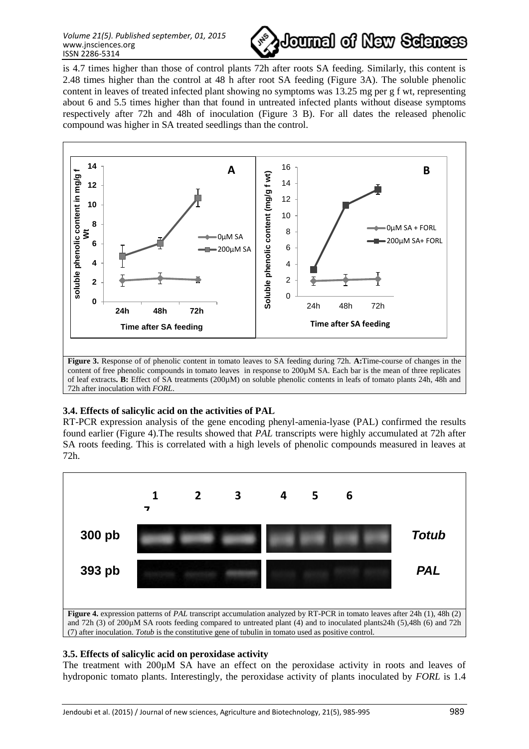is 4.7 times higher than those of control plants 72h after roots SA feeding. Similarly, this content is 2.48 times higher than the control at 48 h after root SA feeding (Figure 3A). The soluble phenolic content in leaves of treated infected plant showing no symptoms was 13.25 mg per g f wt, representing about 6 and 5.5 times higher than that found in untreated infected plants without disease symptoms respectively after 72h and 48h of inoculation (Figure 3 B). For all dates the released phenolic compound was higher in SA treated seedlings than the control.

**Figure 3.** Response of of phenolic content in tomato leaves to SA feeding during 72h. **A:** Time-course of changes in the content of free phenolic compounds in tomato leaves in response to 200µM SA. Each bar is the mean of three replicates of leaf extracts**. B:** Effect of SA treatments (200µM) on soluble phenolic contents in leafs of tomato plants 24h, 48h and 72h after inoculation with *FORL*.

### 3.4. Effects of salicylic acid on the activities of PAL

RT-PCR expression analysis of the gene encoding phenyl-amenia-lyase (PAL) confirmed the results found earlier (Figure 4).The results showed that *PAL* transcripts were highly accumulated at 72h after SA roots feeding. This is correlated with a high levels of phenolic compounds measured in leaves at 72h.

**Figure 4.** expression patterns of *PAL* transcript accumulation analyzed by RT-PCR in tomato leaves after 24h (1), 48h (2) and 72h (3) of 200µM SA roots feeding compared to untreated plant (4) and to inoculated plants24h (5),48h (6) and 72h (7) after inoculation. *Totub* is the constitutive gene of tubulin in tomato used as positive control.

### 3.5. Effects of salicylic acid on peroxidase activity

The treatment with 200µM SA have an effect on the peroxidase activity in roots and leaves of hydroponic tomato plants. Interestingly, the peroxidase activity of plants inoculated by *FORL* is 1.4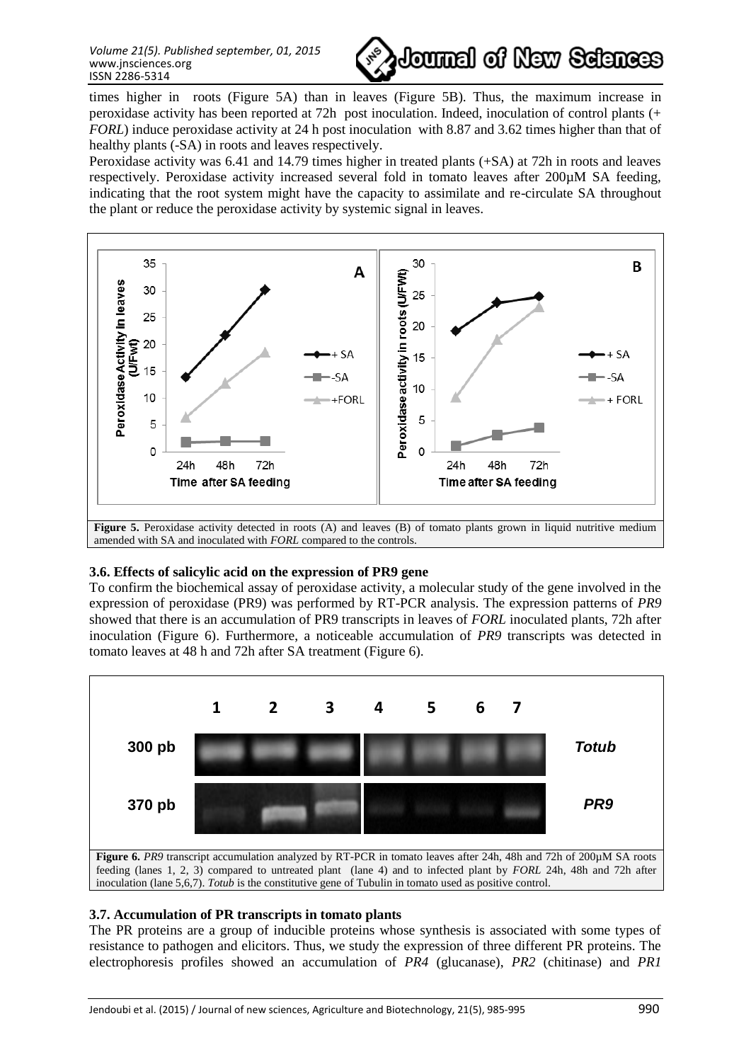times higher in roots (Figure 5A) than in leaves (Figure 5B). Thus, the maximum increase in peroxidase activity has been reported at 72h post inoculation. Indeed, inoculation of control plants (+ *FORL*) induce peroxidase activity at 24 h post inoculation with 8.87 and 3.62 times higher than that of healthy plants (-SA) in roots and leaves respectively.

Peroxidase activity was 6.41 and 14.79 times higher in treated plants (+SA) at 72h in roots and leaves respectively. Peroxidase activity increased several fold in tomato leaves after 200µM SA feeding, indicating that the root system might have the capacity to assimilate and re-circulate SA throughout the plant or reduce the peroxidase activity by systemic signal in leaves.

**Figure 5.** Peroxidase activity detected in roots (A) and leaves (B) of tomato plants grown in liquid nutritive medium amended with SA and inoculated with *FORL* compared to the controls.

### 3.6. Effects of salicylic acid on the expression of PR9 gene

To confirm the biochemical assay of peroxidase activity, a molecular study of the gene involved in the expression of peroxidase (PR9) was performed by RT-PCR analysis. The expression patterns of *PR9* showed that there is an accumulation of PR9 transcripts in leaves of *FORL* inoculated plants, 72h after inoculation (Figure 6). Furthermore, a noticeable accumulation of *PR9* transcripts was detected in tomato leaves at 48 h and 72h after SA treatment (Figure 6).

**Figure 6.** *PR9* transcript accumulation analyzed by RT-PCR in tomato leaves after 24h, 48h and 72h of 200µM SA roots feeding (lanes 1, 2, 3) compared to untreated plant (lane 4) and to infected plant by *FORL* 24h, 48h and 72h after inoculation (lane 5,6,7). *Totub* is the constitutive gene of Tubulin in tomato used as positive control.

### 3.7. Accumulation of PR transcripts in tomato plants

The PR proteins are a group of inducible proteins whose synthesis is associated with some types of resistance to pathogen and elicitors. Thus, we study the expression of three different PR proteins. The electrophoresis profiles showed an accumulation of *PR4* (glucanase), *PR2* (chitinase) and *PR1*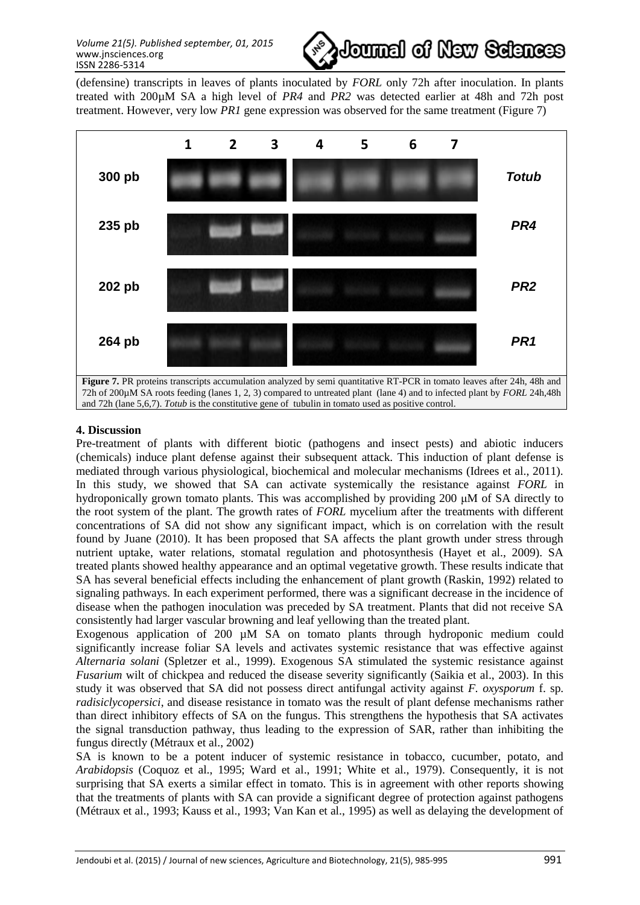(defensine) transcripts in leaves of plants inoculated by *FORL* only 72h after inoculation. In plants treated with 200µM SA a high level of *PR4* and *PR2* was detected earlier at 48h and 72h post treatment. However, very low *PR1* gene expression was observed for the same treatment (Figure 7)

**Figure 7.** PR proteins transcripts accumulation analyzed by semi quantitative RT-PCR in tomato leaves after 24h, 48h and 72h of 200µM SA roots feeding (lanes 1, 2, 3) compared to untreated plant (lane 4) and to infected plant by *FORL* 24h,48h and 72h (lane 5,6,7). *Totub* is the constitutive gene of tubulin in tomato used as positive control.

## 4. Discussion

Pre-treatment of plants with different biotic (pathogens and insect pests) and abiotic inducers (chemicals) induce plant defense against their subsequent attack. This induction of plant defense is mediated through various physiological, biochemical and molecular mechanisms (Idrees et al., 2011). In this study, we showed that SA can activate systemically the resistance against *FORL* in hydroponically grown tomato plants. This was accomplished by providing 200 µM of SA directly to the root system of the plant. The growth rates of *FORL* mycelium after the treatments with different concentrations of SA did not show any significant impact, which is on correlation with the result found by Juane (2010). It has been proposed that SA affects the plant growth under stress through nutrient uptake, water relations, stomatal regulation and photosynthesis (Hayet et al., 2009). SA treated plants showed healthy appearance and an optimal vegetative growth. These results indicate that SA has several beneficial effects including the enhancement of plant growth (Raskin, 1992) related to signaling pathways. In each experiment performed, there was a significant decrease in the incidence of disease when the pathogen inoculation was preceded by SA treatment. Plants that did not receive SA consistently had larger vascular browning and leaf yellowing than the treated plant.

Exogenous application of 200 µM SA on tomato plants through hydroponic medium could significantly increase foliar SA levels and activates systemic resistance that was effective against *Alternaria solani* (Spletzer et al., 1999). Exogenous SA stimulated the systemic resistance against *Fusarium* wilt of chickpea and reduced the disease severity significantly (Saikia et al., 2003). In this study it was observed that SA did not possess direct antifungal activity against *F. oxysporum* f. sp. *radisiclycopersici*, and disease resistance in tomato was the result of plant defense mechanisms rather than direct inhibitory effects of SA on the fungus. This strengthens the hypothesis that SA activates the signal transduction pathway, thus leading to the expression of SAR, rather than inhibiting the fungus directly (Métraux et al., 2002)

SA is known to be a potent inducer of systemic resistance in tobacco, cucumber, potato, and *Arabidopsis* (Coquoz et al., 1995; Ward et al., 1991; White et al., 1979). Consequently, it is not surprising that SA exerts a similar effect in tomato. This is in agreement with other reports showing that the treatments of plants with SA can provide a significant degree of protection against pathogens (Métraux et al., 1993; Kauss et al., 1993; Van Kan et al., 1995) as well as delaying the development of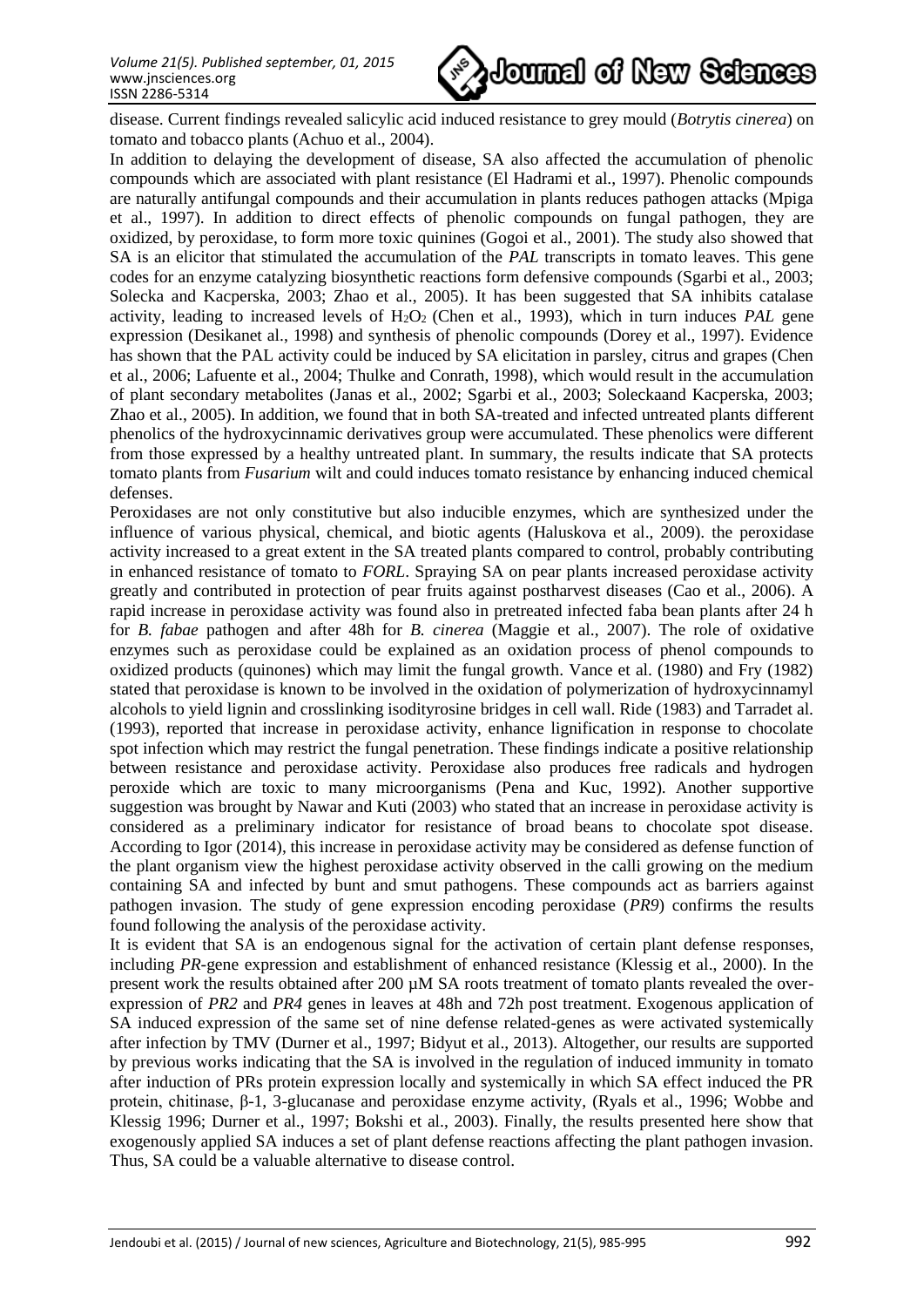disease. Current findings revealed salicylic acid induced resistance to grey mould (*Botrytis cinerea*) on tomato and tobacco plants (Achuo et al., 2004).

In addition to delaying the development of disease, SA also affected the accumulation of phenolic compounds which are associated with plant resistance (El Hadrami et al., 1997). Phenolic compounds are naturally antifungal compounds and their accumulation in plants reduces pathogen attacks (Mpiga et al., 1997). In addition to direct effects of phenolic compounds on fungal pathogen, they are oxidized, by peroxidase, to form more toxic quinines (Gogoi et al., 2001). The study also showed that SA is an elicitor that stimulated the accumulation of the *PAL* transcripts in tomato leaves. This gene codes for an enzyme catalyzing biosynthetic reactions form defensive compounds (Sgarbi et al., 2003; Solecka and Kacperska, 2003; Zhao et al., 2005). It has been suggested that SA inhibits catalase activity, leading to increased levels of $H_2O_2$ (Chen et al., 1993), which in turn induces *PAL* gene expression (Desikanet al., 1998) and synthesis of phenolic compounds (Dorey et al., 1997). Evidence has shown that the PAL activity could be induced by SA elicitation in parsley, citrus and grapes (Chen et al., 2006; Lafuente et al., 2004; Thulke and Conrath, 1998), which would result in the accumulation of plant secondary metabolites (Janas et al., 2002; Sgarbi et al., 2003; Soleckaand Kacperska, 2003; Zhao et al., 2005). In addition, we found that in both SA-treated and infected untreated plants different phenolics of the hydroxycinnamic derivatives group were accumulated. These phenolics were different from those expressed by a healthy untreated plant. In summary, the results indicate that SA protects tomato plants from *Fusarium* wilt and could induces tomato resistance by enhancing induced chemical defenses.

Peroxidases are not only constitutive but also inducible enzymes, which are synthesized under the influence of various physical, chemical, and biotic agents (Haluskova et al., 2009). the peroxidase activity increased to a great extent in the SA treated plants compared to control, probably contributing in enhanced resistance of tomato to *FORL*. Spraying SA on pear plants increased peroxidase activity greatly and contributed in protection of pear fruits against postharvest diseases (Cao et al., 2006). A rapid increase in peroxidase activity was found also in pretreated infected faba bean plants after 24 h for *B. fabae* pathogen and after 48h for *B. cinerea* (Maggie et al., 2007). The role of oxidative enzymes such as peroxidase could be explained as an oxidation process of phenol compounds to oxidized products (quinones) which may limit the fungal growth. Vance et al. (1980) and Fry (1982) stated that peroxidase is known to be involved in the oxidation of polymerization of hydroxycinnamyl alcohols to yield lignin and crosslinking isodityrosine bridges in cell wall. Ride (1983) and Tarradet al. (1993), reported that increase in peroxidase activity, enhance lignification in response to chocolate spot infection which may restrict the fungal penetration. These findings indicate a positive relationship between resistance and peroxidase activity. Peroxidase also produces free radicals and hydrogen peroxide which are toxic to many microorganisms (Pena and Kuc, 1992). Another supportive suggestion was brought by Nawar and Kuti (2003) who stated that an increase in peroxidase activity is considered as a preliminary indicator for resistance of broad beans to chocolate spot disease. According to Igor (2014), this increase in peroxidase activity may be considered as defense function of the plant organism view the highest peroxidase activity observed in the calli growing on the medium containing SA and infected by bunt and smut pathogens. These compounds act as barriers against pathogen invasion. The study of gene expression encoding peroxidase (*PR9*) confirms the results found following the analysis of the peroxidase activity.

It is evident that SA is an endogenous signal for the activation of certain plant defense responses, including *PR*-gene expression and establishment of enhanced resistance (Klessig et al., 2000). In the present work the results obtained after 200 µM SA roots treatment of tomato plants revealed the over-expression of *PR2* and *PR4* genes in leaves at 48h and 72h post treatment. Exogenous application of SA induced expression of the same set of nine defense related-genes as were activated systemically after infection by TMV (Durner et al., 1997; Bidyut et al., 2013). Altogether, our results are supported by previous works indicating that the SA is involved in the regulation of induced immunity in tomato after induction of PRs protein expression locally and systemically in which SA effect induced the PR protein, chitinase, β-1, 3-glucanase and peroxidase enzyme activity, (Ryals et al., 1996; Wobbe and Klessig 1996; Durner et al., 1997; Bokshi et al., 2003). Finally, the results presented here show that exogenously applied SA induces a set of plant defense reactions affecting the plant pathogen invasion. Thus, SA could be a valuable alternative to disease control.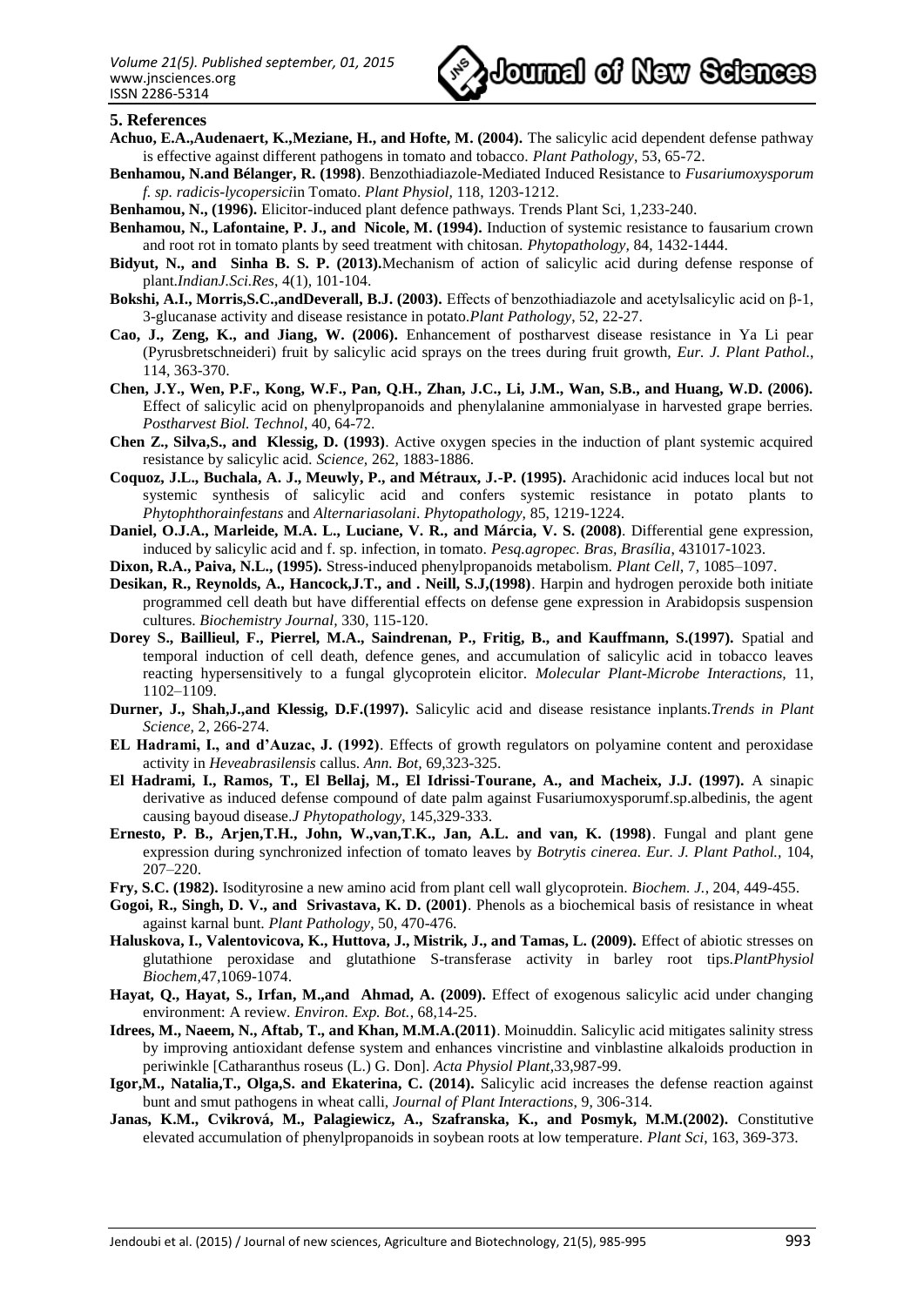## 5. References

**Achuo, E.A.,Audenaert, K.,Meziane, H., and Hofte, M. (2004).** The salicylic acid dependent defense pathway is effective against different pathogens in tomato and tobacco. *Plant Pathology*, 53, 65-72.

**Benhamou, N.and Bélanger, R. (1998)**. Benzothiadiazole-Mediated Induced Resistance to *Fusariumoxysporum f. sp. radicis-lycopersici*in Tomato. *Plant Physiol,* 118, 1203-1212.

**Benhamou, N., (1996).** Elicitor-induced plant defence pathways. Trends Plant Sci, 1,233-240.

**Benhamou, N., Lafontaine, P. J., and Nicole, M. (1994).** Induction of systemic resistance to fausarium crown and root rot in tomato plants by seed treatment with chitosan. *Phytopathology,* 84, 1432-1444.

**Bidyut, N., and Sinha B. S. P. (2013).**Mechanism of action of salicylic acid during defense response of plant.*IndianJ.Sci.Res*, 4(1), 101-104.

**Bokshi, A.I., Morris,S.C.,andDeverall, B.J. (2003).** Effects of benzothiadiazole and acetylsalicylic acid on β-1, 3-glucanase activity and disease resistance in potato.*Plant Pathology,* 52, 22-27.

**Cao, J., Zeng, K., and Jiang, W. (2006).** Enhancement of postharvest disease resistance in Ya Li pear (Pyrusbretschneideri) fruit by salicylic acid sprays on the trees during fruit growth, *Eur. J. Plant Pathol.*, 114, 363-370.

**Chen, J.Y., Wen, P.F., Kong, W.F., Pan, Q.H., Zhan, J.C., Li, J.M., Wan, S.B., and Huang, W.D. (2006).** Effect of salicylic acid on phenylpropanoids and phenylalanine ammonialyase in harvested grape berries. *Postharvest Biol. Technol*, 40, 64-72.

**Chen Z., Silva,S., and Klessig, D. (1993)**. Active oxygen species in the induction of plant systemic acquired resistance by salicylic acid. *Science,* 262, 1883-1886.

**Coquoz, J.L., Buchala, A. J., Meuwly, P., and Métraux, J.-P. (1995).** Arachidonic acid induces local but not systemic synthesis of salicylic acid and confers systemic resistance in potato plants to *Phytophthorainfestans* and *Alternariasolani*. *Phytopathology,* 85, 1219-1224.

**Daniel, O.J.A., Marleide, M.A. L., Luciane, V. R., and Márcia, V. S. (2008)**. Differential gene expression, induced by salicylic acid and f. sp. infection, in tomato. *Pesq.agropec. Bras, Brasília*, 431017-1023.

**Dixon, R.A., Paiva, N.L., (1995).** Stress-induced phenylpropanoids metabolism. *Plant Cell*, 7, 1085–1097.

**Desikan, R., Reynolds, A., Hancock,J.T., and . Neill, S.J,(1998)**. Harpin and hydrogen peroxide both initiate programmed cell death but have differential effects on defense gene expression in Arabidopsis suspension cultures. *Biochemistry Journal,* 330, 115-120.

**Dorey S., Baillieul, F., Pierrel, M.A., Saindrenan, P., Fritig, B., and Kauffmann, S.(1997).** Spatial and temporal induction of cell death, defence genes, and accumulation of salicylic acid in tobacco leaves reacting hypersensitively to a fungal glycoprotein elicitor. *Molecular Plant-Microbe Interactions,* 11, 1102–1109.

**Durner, J., Shah,J.,and Klessig, D.F.(1997).** Salicylic acid and disease resistance inplants.*Trends in Plant Science,* 2, 266-274.

**EL Hadrami, I., and d'Auzac, J. (1992)**. Effects of growth regulators on polyamine content and peroxidase activity in *Heveabrasilensis* callus. *Ann. Bot,* 69,323-325.

**El Hadrami, I., Ramos, T., El Bellaj, M., El Idrissi-Tourane, A., and Macheix, J.J. (1997).** A sinapic derivative as induced defense compound of date palm against Fusariumoxysporumf.sp.albedinis, the agent causing bayoud disease.*J Phytopathology*, 145,329-333.

**Ernesto, P. B., Arjen,T.H., John, W.,van,T.K., Jan, A.L. and van, K. (1998)**. Fungal and plant gene expression during synchronized infection of tomato leaves by *Botrytis cinerea. Eur. J. Plant Pathol.*, 104, 207–220.

**Fry, S.C. (1982).** Isodityrosine a new amino acid from plant cell wall glycoprotein. *Biochem. J.*, 204, 449-455.

**Gogoi, R., Singh, D. V., and Srivastava, K. D. (2001)**. Phenols as a biochemical basis of resistance in wheat against karnal bunt. *Plant Pathology*, 50, 470-476.

**Haluskova, I., Valentovicova, K., Huttova, J., Mistrik, J., and Tamas, L. (2009).** Effect of abiotic stresses on glutathione peroxidase and glutathione S-transferase activity in barley root tips.*PlantPhysiol Biochem*,47,1069-1074.

**Hayat, Q., Hayat, S., Irfan, M.,and Ahmad, A. (2009).** Effect of exogenous salicylic acid under changing environment: A review. *Environ. Exp. Bot.*, 68,14-25.

**Idrees, M., Naeem, N., Aftab, T., and Khan, M.M.A.(2011)**. Moinuddin. Salicylic acid mitigates salinity stress by improving antioxidant defense system and enhances vincristine and vinblastine alkaloids production in periwinkle [Catharanthus roseus (L.) G. Don]. *Acta Physiol Plant*,33,987-99.

**Igor,M., Natalia,T., Olga,S. and Ekaterina, C. (2014).** Salicylic acid increases the defense reaction against bunt and smut pathogens in wheat calli, *Journal of Plant Interactions,* 9, 306-314.

**Janas, K.M., Cvikrová, M., Palagiewicz, A., Szafranska, K., and Posmyk, M.M.(2002).** Constitutive elevated accumulation of phenylpropanoids in soybean roots at low temperature. *Plant Sci*, 163, 369-373.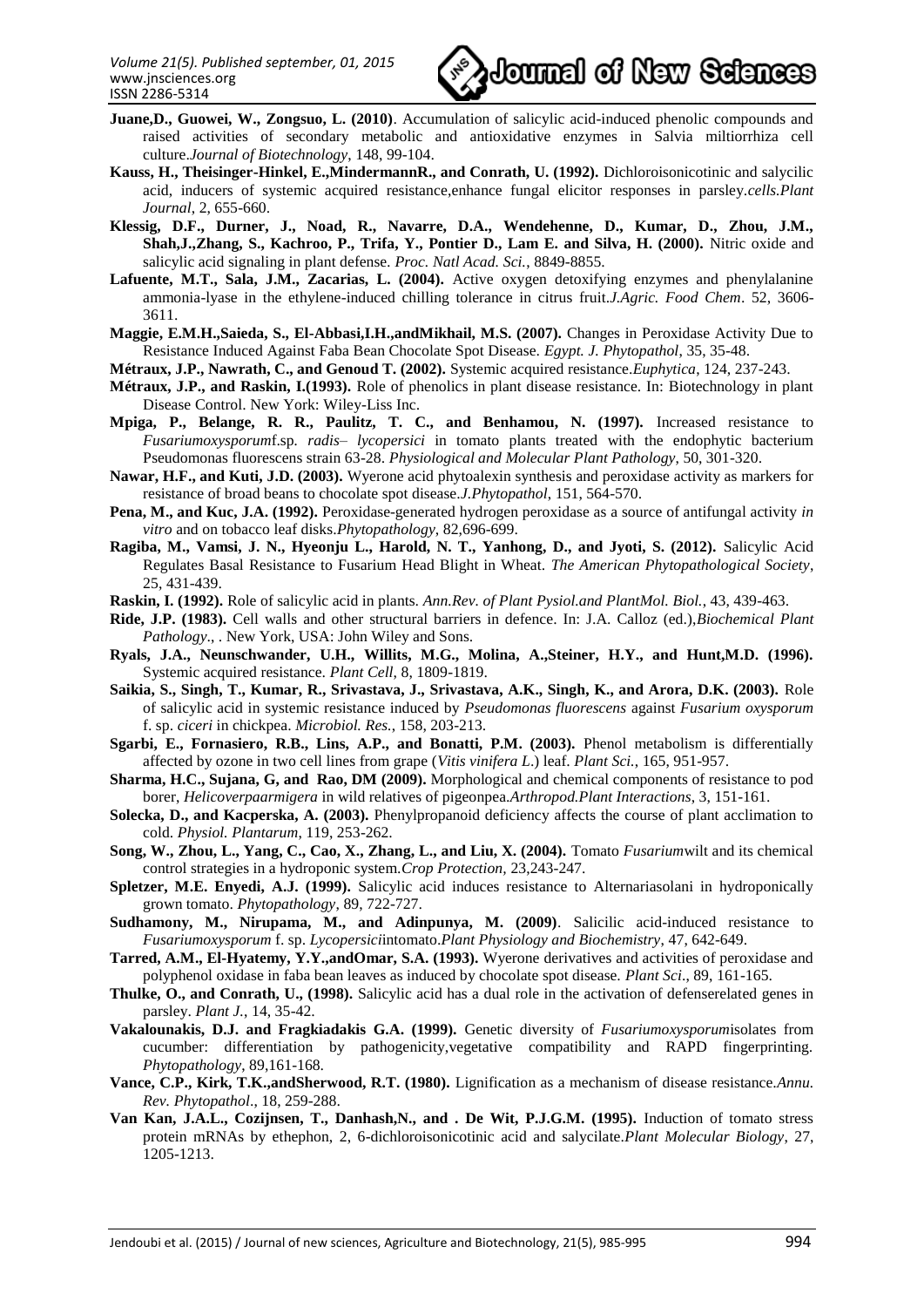**Juane,D., Guowei, W., Zongsuo, L. (2010)**. Accumulation of salicylic acid-induced phenolic compounds and raised activities of secondary metabolic and antioxidative enzymes in Salvia miltiorrhiza cell culture.*Journal of Biotechnology*, 148, 99-104.

**Kauss, H., Theisinger-Hinkel, E.,MindermannR., and Conrath, U. (1992).** Dichloroisonicotinic and salycilic acid, inducers of systemic acquired resistance,enhance fungal elicitor responses in parsley.*cells.Plant Journal*, 2, 655-660.

**Klessig, D.F., Durner, J., Noad, R., Navarre, D.A., Wendehenne, D., Kumar, D., Zhou, J.M., Shah,J.,Zhang, S., Kachroo, P., Trifa, Y., Pontier D., Lam E. and Silva, H. (2000).** Nitric oxide and salicylic acid signaling in plant defense. *Proc. Natl Acad. Sci.*, 8849-8855.

**Lafuente, M.T., Sala, J.M., Zacarias, L. (2004).** Active oxygen detoxifying enzymes and phenylalanine ammonia-lyase in the ethylene-induced chilling tolerance in citrus fruit.*J.Agric. Food Chem*. 52, 3606-3611.

**Maggie, E.M.H.,Saieda, S., El-Abbasi,I.H.,andMikhail, M.S. (2007).** Changes in Peroxidase Activity Due to Resistance Induced Against Faba Bean Chocolate Spot Disease. *Egypt. J. Phytopathol*, 35, 35-48.

**Métraux, J.P., Nawrath, C., and Genoud T. (2002).** Systemic acquired resistance.*Euphytica*, 124, 237-243.

**Métraux, J.P., and Raskin, I.(1993).** Role of phenolics in plant disease resistance. In: Biotechnology in plant Disease Control. New York: Wiley-Liss Inc.

**Mpiga, P., Belange, R. R., Paulitz, T. C., and Benhamou, N. (1997).** Increased resistance to *Fusariumoxysporum*f.sp. *radis– lycopersici* in tomato plants treated with the endophytic bacterium Pseudomonas fluorescens strain 63-28. *Physiological and Molecular Plant Pathology*, 50, 301-320.

**Nawar, H.F., and Kuti, J.D. (2003).** Wyerone acid phytoalexin synthesis and peroxidase activity as markers for resistance of broad beans to chocolate spot disease.*J.Phytopathol*, 151, 564-570.

**Pena, M., and Kuc, J.A. (1992).** Peroxidase-generated hydrogen peroxidase as a source of antifungal activity *in vitro* and on tobacco leaf disks.*Phytopathology*, 82,696-699.

**Ragiba, M., Vamsi, J. N., Hyeonju L., Harold, N. T., Yanhong, D., and Jyoti, S. (2012).** Salicylic Acid Regulates Basal Resistance to Fusarium Head Blight in Wheat. *The American Phytopathological Society*, 25, 431-439.

**Raskin, I. (1992).** Role of salicylic acid in plants. *Ann.Rev. of Plant Pysiol.and PlantMol. Biol.*, 43, 439-463.

**Ride, J.P. (1983).** Cell walls and other structural barriers in defence. In: J.A. Calloz (ed.),*Biochemical Plant Pathology*., . New York, USA: John Wiley and Sons.

**Ryals, J.A., Neunschwander, U.H., Willits, M.G., Molina, A.,Steiner, H.Y., and Hunt,M.D. (1996).** Systemic acquired resistance. *Plant Cell*, 8, 1809-1819.

**Saikia, S., Singh, T., Kumar, R., Srivastava, J., Srivastava, A.K., Singh, K., and Arora, D.K. (2003).** Role of salicylic acid in systemic resistance induced by *Pseudomonas fluorescens* against *Fusarium oxysporum* f. sp. *ciceri* in chickpea. *Microbiol. Res.*, 158, 203-213.

**Sgarbi, E., Fornasiero, R.B., Lins, A.P., and Bonatti, P.M. (2003).** Phenol metabolism is differentially affected by ozone in two cell lines from grape (*Vitis vinifera L*.) leaf. *Plant Sci.*, 165, 951-957.

**Sharma, H.C., Sujana, G, and Rao, DM (2009).** Morphological and chemical components of resistance to pod borer, *Helicoverpaarmigera* in wild relatives of pigeonpea.*Arthropod.Plant Interactions*, 3, 151-161.

**Solecka, D., and Kacperska, A. (2003).** Phenylpropanoid deficiency affects the course of plant acclimation to cold. *Physiol. Plantarum*, 119, 253-262.

**Song, W., Zhou, L., Yang, C., Cao, X., Zhang, L., and Liu, X. (2004).** Tomato *Fusarium*wilt and its chemical control strategies in a hydroponic system.*Crop Protection*, 23,243-247.

**Spletzer, M.E. Enyedi, A.J. (1999).** Salicylic acid induces resistance to Alternariasolani in hydroponically grown tomato. *Phytopathology*, 89, 722-727.

**Sudhamony, M., Nirupama, M., and Adinpunya, M. (2009)**. Salicilic acid-induced resistance to *Fusariumoxysporum* f. sp. *Lycopersici*intomato.*Plant Physiology and Biochemistry*, 47, 642-649.

**Tarred, A.M., El-Hyatemy, Y.Y.,andOmar, S.A. (1993).** Wyerone derivatives and activities of peroxidase and polyphenol oxidase in faba bean leaves as induced by chocolate spot disease. *Plant Sci*., 89, 161-165.

**Thulke, O., and Conrath, U., (1998).** Salicylic acid has a dual role in the activation of defenserelated genes in parsley. *Plant J.*, 14, 35-42.

**Vakalounakis, D.J. and Fragkiadakis G.A. (1999).** Genetic diversity of *Fusariumoxysporum*isolates from cucumber: differentiation by pathogenicity,vegetative compatibility and RAPD fingerprinting. *Phytopathology*, 89,161-168.

**Vance, C.P., Kirk, T.K.,andSherwood, R.T. (1980).** Lignification as a mechanism of disease resistance.*Annu. Rev. Phytopathol*., 18, 259-288.

**Van Kan, J.A.L., Cozijnsen, T., Danhash,N., and . De Wit, P.J.G.M. (1995).** Induction of tomato stress protein mRNAs by ethephon, 2, 6-dichloroisonicotinic acid and salycilate.*Plant Molecular Biology*, 27, 1205-1213.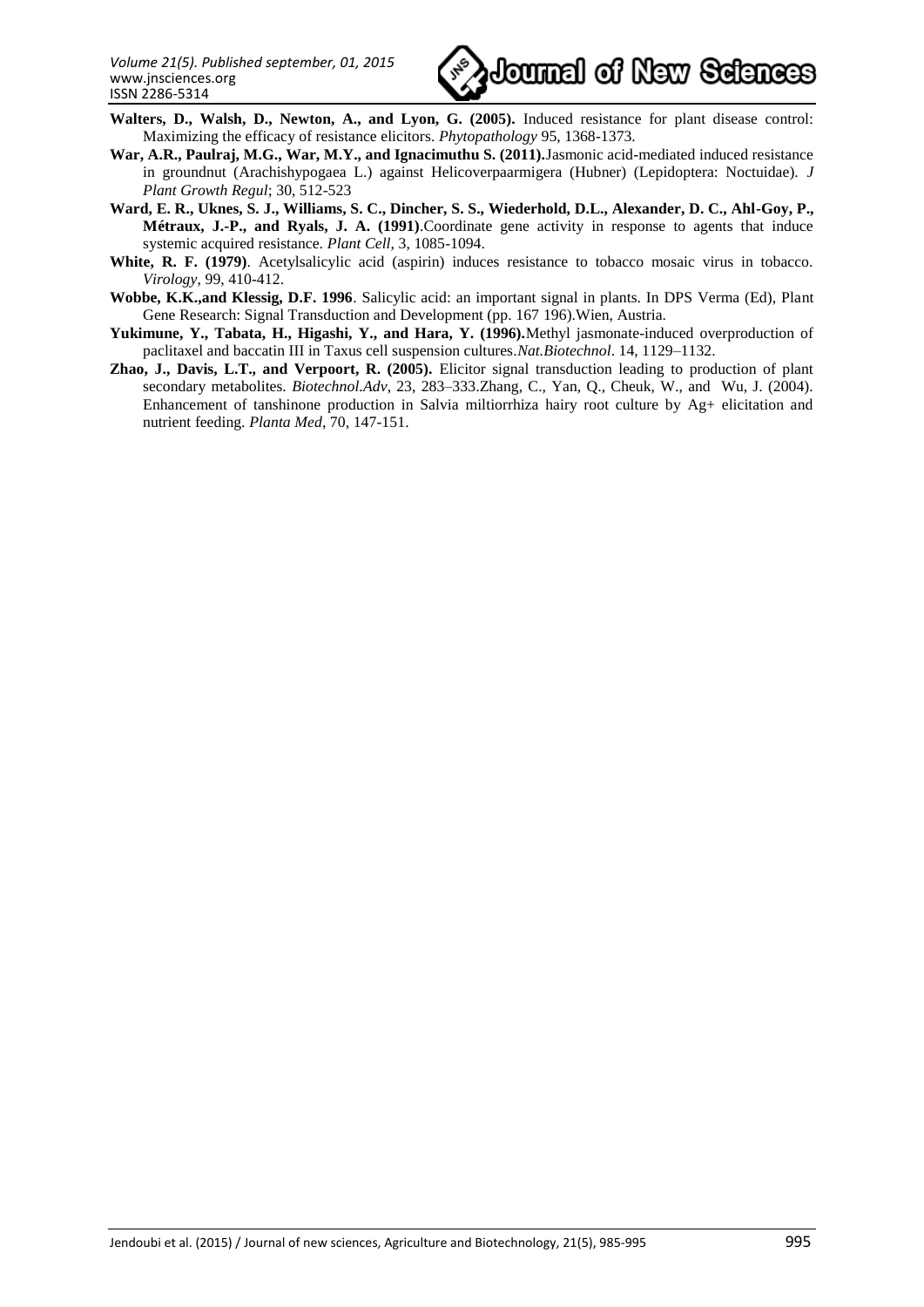**Walters, D., Walsh, D., Newton, A., and Lyon, G. (2005).** Induced resistance for plant disease control: Maximizing the efficacy of resistance elicitors. *Phytopathology* 95, 1368-1373.

**War, A.R., Paulraj, M.G., War, M.Y., and Ignacimuthu S. (2011).**Jasmonic acid-mediated induced resistance in groundnut (Arachishypogaea L.) against Helicoverpaarmigera (Hubner) (Lepidoptera: Noctuidae). *J Plant Growth Regul*; 30, 512-523

**Ward, E. R., Uknes, S. J., Williams, S. C., Dincher, S. S., Wiederhold, D.L., Alexander, D. C., Ahl-Goy, P., Métraux, J.-P., and Ryals, J. A. (1991)**.Coordinate gene activity in response to agents that induce systemic acquired resistance. *Plant Cell*, 3, 1085-1094.

**White, R. F. (1979)**. Acetylsalicylic acid (aspirin) induces resistance to tobacco mosaic virus in tobacco. *Virology*, 99, 410-412.

**Wobbe, K.K.,and Klessig, D.F. 1996**. Salicylic acid: an important signal in plants. In DPS Verma (Ed), Plant Gene Research: Signal Transduction and Development (pp. 167 196).Wien, Austria.

**Yukimune, Y., Tabata, H., Higashi, Y., and Hara, Y. (1996).**Methyl jasmonate-induced overproduction of paclitaxel and baccatin III in Taxus cell suspension cultures.*Nat.Biotechnol*. 14, 1129–1132.

**Zhao, J., Davis, L.T., and Verpoort, R. (2005).** Elicitor signal transduction leading to production of plant secondary metabolites. *Biotechnol.Adv*, 23, 283–333.Zhang, C., Yan, Q., Cheuk, W., and Wu, J. (2004). Enhancement of tanshinone production in Salvia miltiorrhiza hairy root culture by Ag+ elicitation and nutrient feeding. *Planta Med*, 70, 147-151.